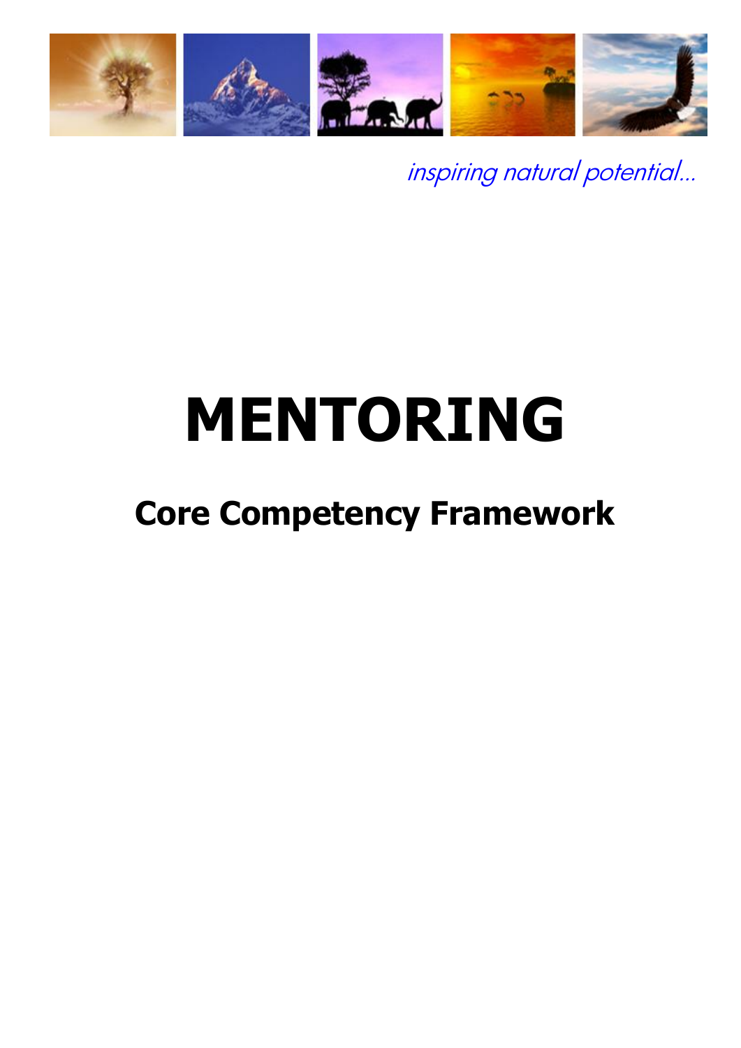*inspiring natural potential...*

# MENTORING

## Core Competency Framework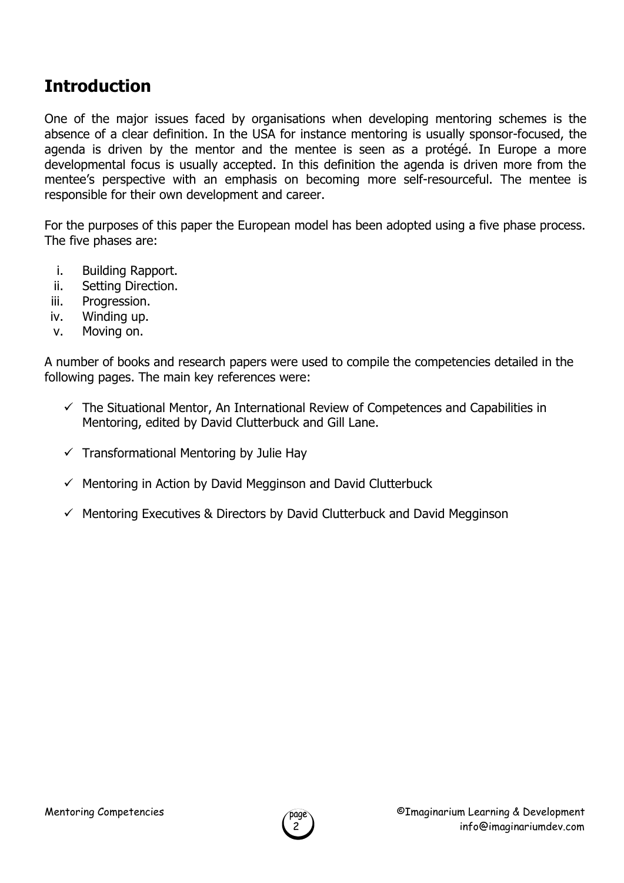## Introduction

One of the major issues faced by organisations when developing mentoring schemes is the absence of a clear definition. In the USA for instance mentoring is usually sponsor-focused, the agenda is driven by the mentor and the mentee is seen as a protégé. In Europe a more developmental focus is usually accepted. In this definition the agenda is driven more from the mentee's perspective with an emphasis on becoming more self-resourceful. The mentee is responsible for their own development and career.

For the purposes of this paper the European model has been adopted using a five phase process. The five phases are:

i. Building Rapport.
ii. Setting Direction.
iii. Progression.
iv. Winding up.
v. Moving on.

A number of books and research papers were used to compile the competencies detailed in the following pages. The main key references were:

- ✓ The Situational Mentor, An International Review of Competences and Capabilities in Mentoring, edited by David Clutterbuck and Gill Lane.
- ✓ Transformational Mentoring by Julie Hay
- ✓ Mentoring in Action by David Megginson and David Clutterbuck
- ✓ Mentoring Executives & Directors by David Clutterbuck and David Megginson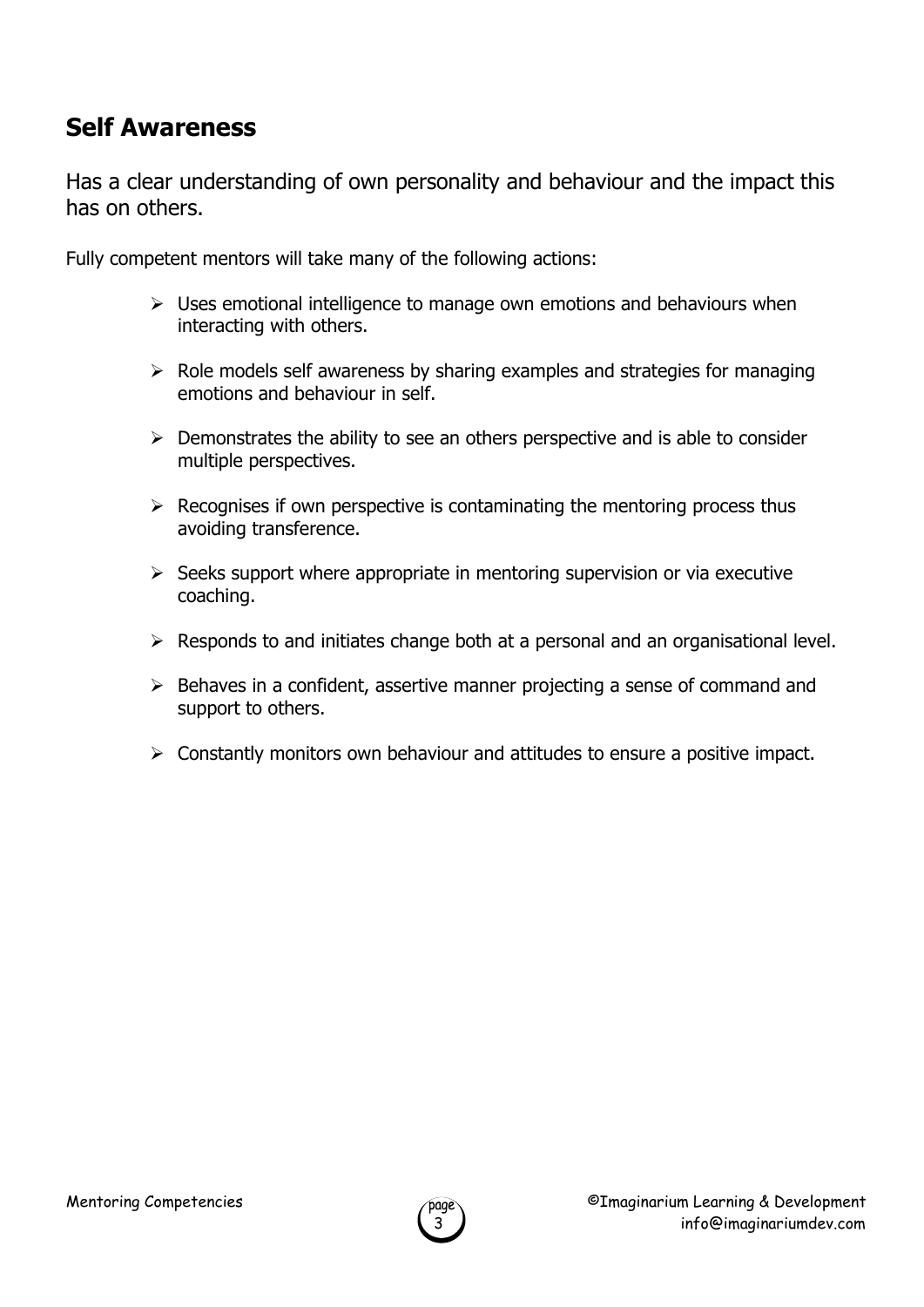## Self Awareness

Has a clear understanding of own personality and behaviour and the impact this has on others.

Fully competent mentors will take many of the following actions:

- Uses emotional intelligence to manage own emotions and behaviours when interacting with others.
- Role models self awareness by sharing examples and strategies for managing emotions and behaviour in self.
- Demonstrates the ability to see an others perspective and is able to consider multiple perspectives.
- Recognises if own perspective is contaminating the mentoring process thus avoiding transference.
- Seeks support where appropriate in mentoring supervision or via executive coaching.
- Responds to and initiates change both at a personal and an organisational level.
- Behaves in a confident, assertive manner projecting a sense of command and support to others.
- Constantly monitors own behaviour and attitudes to ensure a positive impact.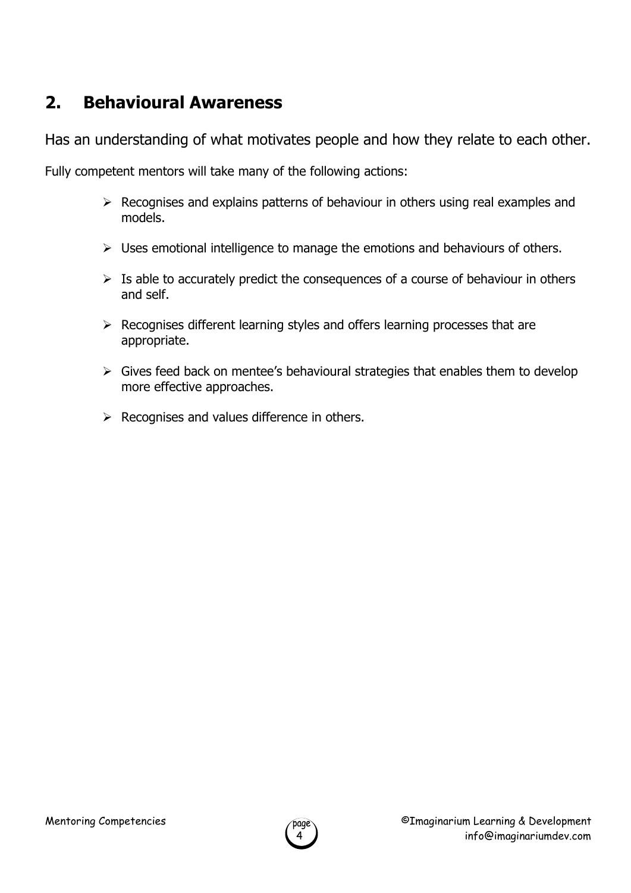## 2. Behavioural Awareness

Has an understanding of what motivates people and how they relate to each other.

Fully competent mentors will take many of the following actions:

- Recognises and explains patterns of behaviour in others using real examples and models.
- Uses emotional intelligence to manage the emotions and behaviours of others.
- Is able to accurately predict the consequences of a course of behaviour in others and self.
- Recognises different learning styles and offers learning processes that are appropriate.
- Gives feed back on mentee's behavioural strategies that enables them to develop more effective approaches.
- Recognises and values difference in others.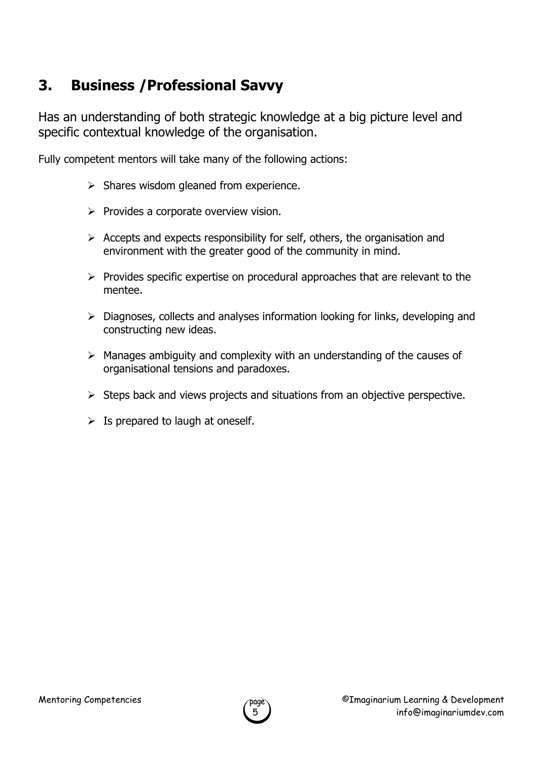## 3. Business /Professional Savvy

Has an understanding of both strategic knowledge at a big picture level and specific contextual knowledge of the organisation.

Fully competent mentors will take many of the following actions:

- Shares wisdom gleaned from experience.
- Provides a corporate overview vision.
- Accepts and expects responsibility for self, others, the organisation and environment with the greater good of the community in mind.
- Provides specific expertise on procedural approaches that are relevant to the mentee.
- Diagnoses, collects and analyses information looking for links, developing and constructing new ideas.
- Manages ambiguity and complexity with an understanding of the causes of organisational tensions and paradoxes.
- Steps back and views projects and situations from an objective perspective.
- Is prepared to laugh at oneself.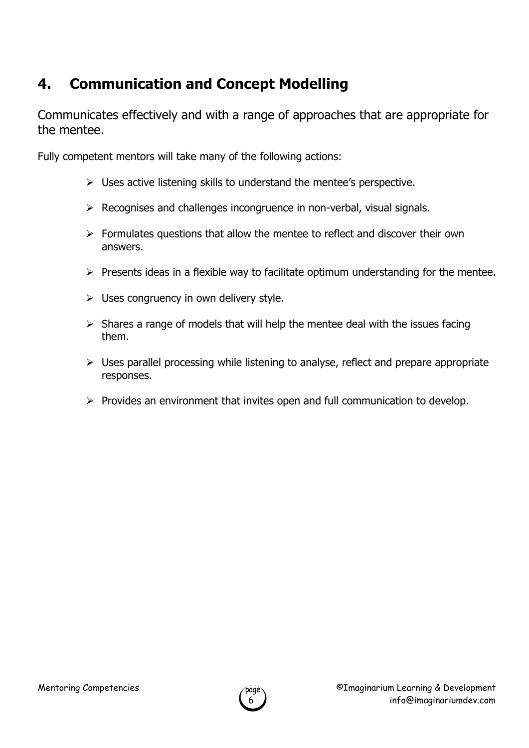## 4. Communication and Concept Modelling

Communicates effectively and with a range of approaches that are appropriate for the mentee.

Fully competent mentors will take many of the following actions:

- Uses active listening skills to understand the mentee's perspective.
- Recognises and challenges incongruence in non-verbal, visual signals.
- Formulates questions that allow the mentee to reflect and discover their own answers.
- Presents ideas in a flexible way to facilitate optimum understanding for the mentee.
- Uses congruency in own delivery style.
- Shares a range of models that will help the mentee deal with the issues facing them.
- Uses parallel processing while listening to analyse, reflect and prepare appropriate responses.
- Provides an environment that invites open and full communication to develop.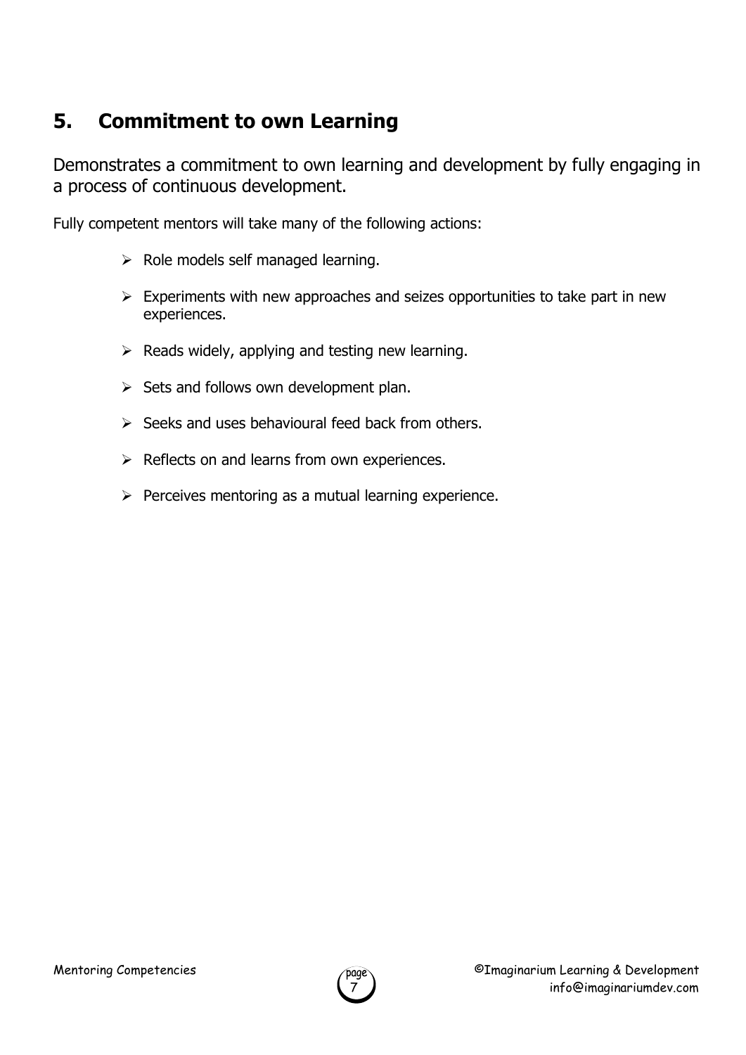## 5. Commitment to own Learning

Demonstrates a commitment to own learning and development by fully engaging in a process of continuous development.

Fully competent mentors will take many of the following actions:

- Role models self managed learning.
- Experiments with new approaches and seizes opportunities to take part in new experiences.
- Reads widely, applying and testing new learning.
- Sets and follows own development plan.
- Seeks and uses behavioural feed back from others.
- Reflects on and learns from own experiences.
- Perceives mentoring as a mutual learning experience.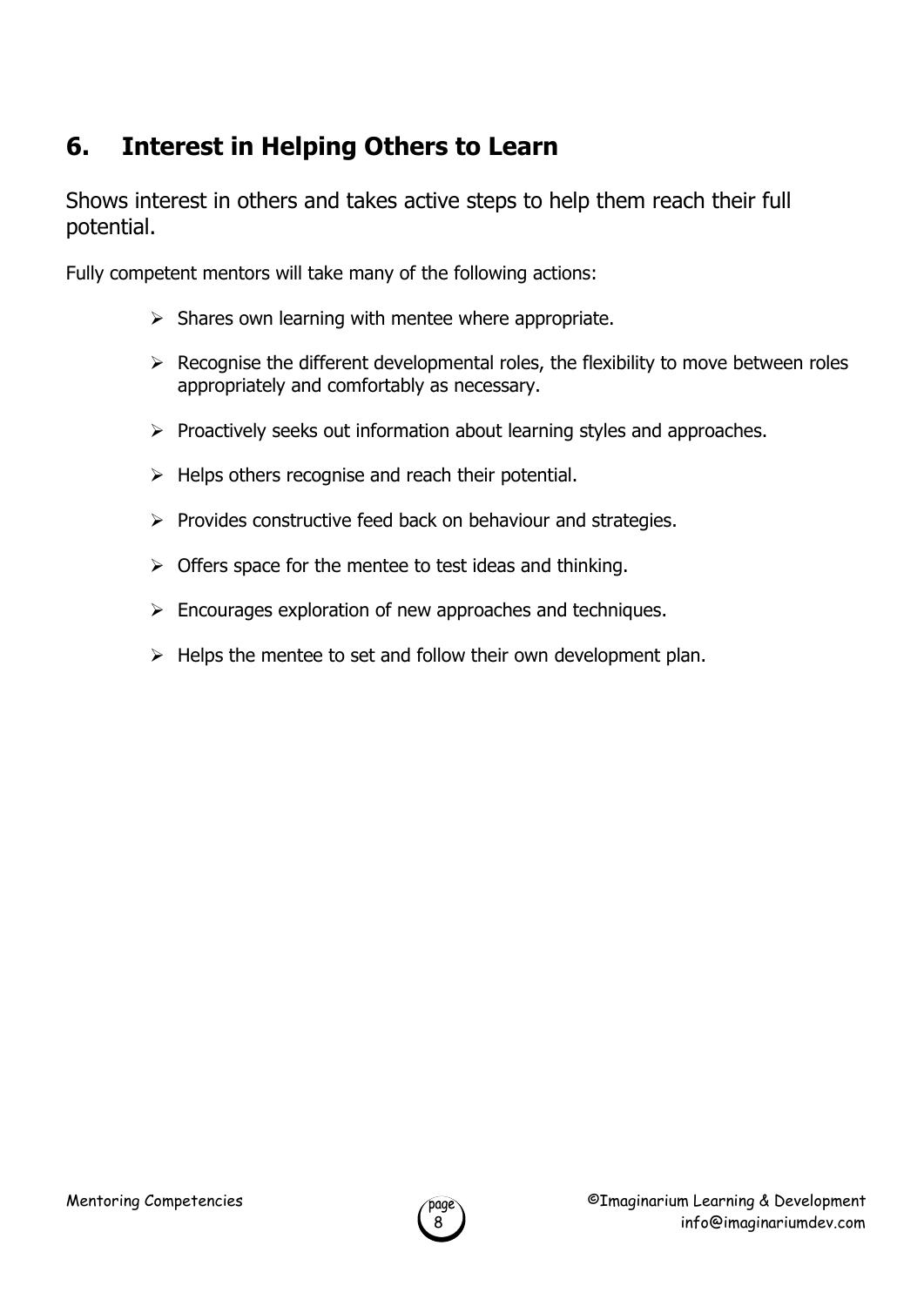## 6. Interest in Helping Others to Learn

Shows interest in others and takes active steps to help them reach their full potential.

Fully competent mentors will take many of the following actions:

- Shares own learning with mentee where appropriate.
- Recognise the different developmental roles, the flexibility to move between roles appropriately and comfortably as necessary.
- Proactively seeks out information about learning styles and approaches.
- Helps others recognise and reach their potential.
- Provides constructive feed back on behaviour and strategies.
- Offers space for the mentee to test ideas and thinking.
- Encourages exploration of new approaches and techniques.
- Helps the mentee to set and follow their own development plan.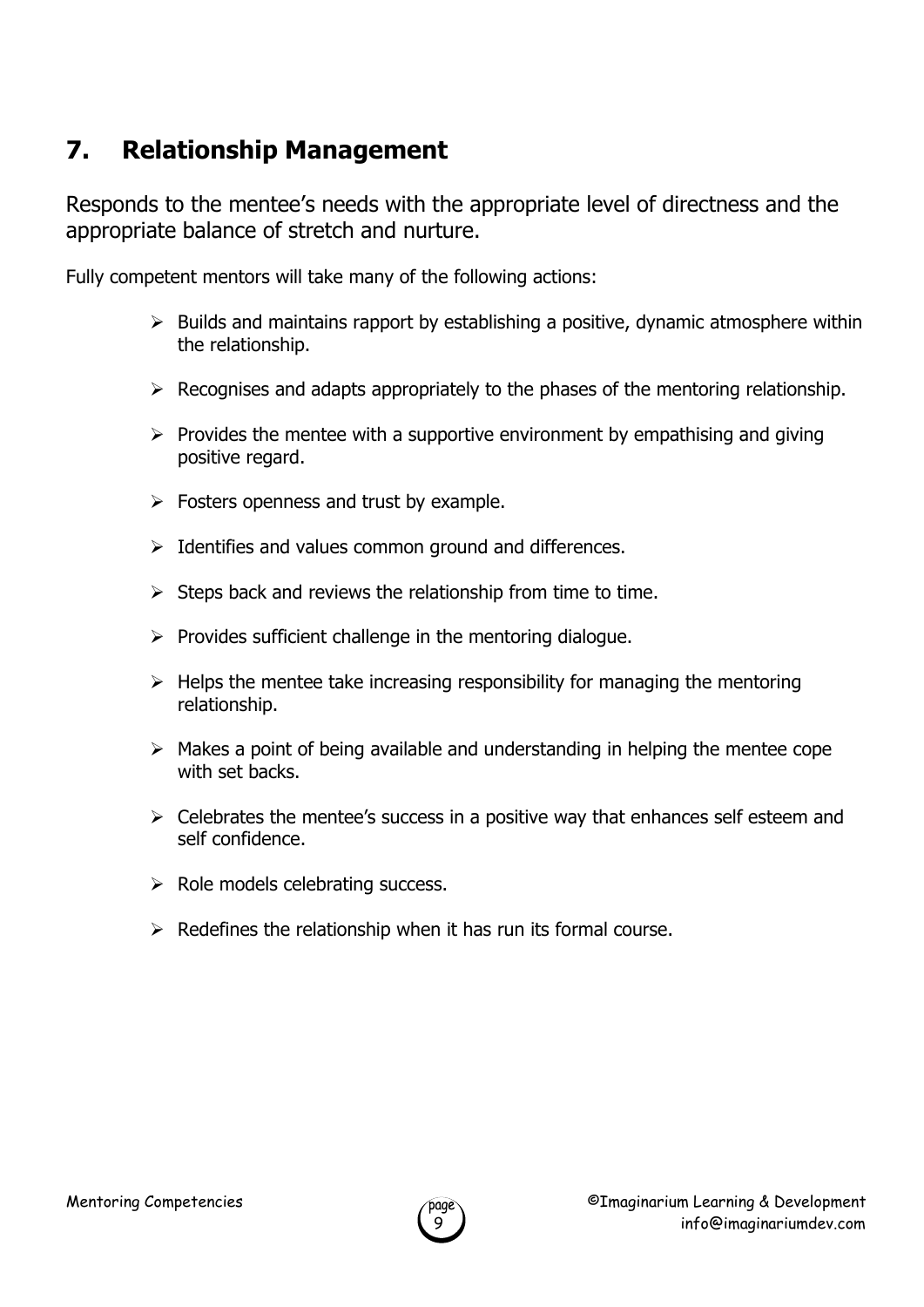## 7. Relationship Management

Responds to the mentee's needs with the appropriate level of directness and the appropriate balance of stretch and nurture.

Fully competent mentors will take many of the following actions:

- Builds and maintains rapport by establishing a positive, dynamic atmosphere within the relationship.
- Recognises and adapts appropriately to the phases of the mentoring relationship.
- Provides the mentee with a supportive environment by empathising and giving positive regard.
- Fosters openness and trust by example.
- Identifies and values common ground and differences.
- Steps back and reviews the relationship from time to time.
- Provides sufficient challenge in the mentoring dialogue.
- Helps the mentee take increasing responsibility for managing the mentoring relationship.
- Makes a point of being available and understanding in helping the mentee cope with set backs.
- Celebrates the mentee's success in a positive way that enhances self esteem and self confidence.
- Role models celebrating success.
- Redefines the relationship when it has run its formal course.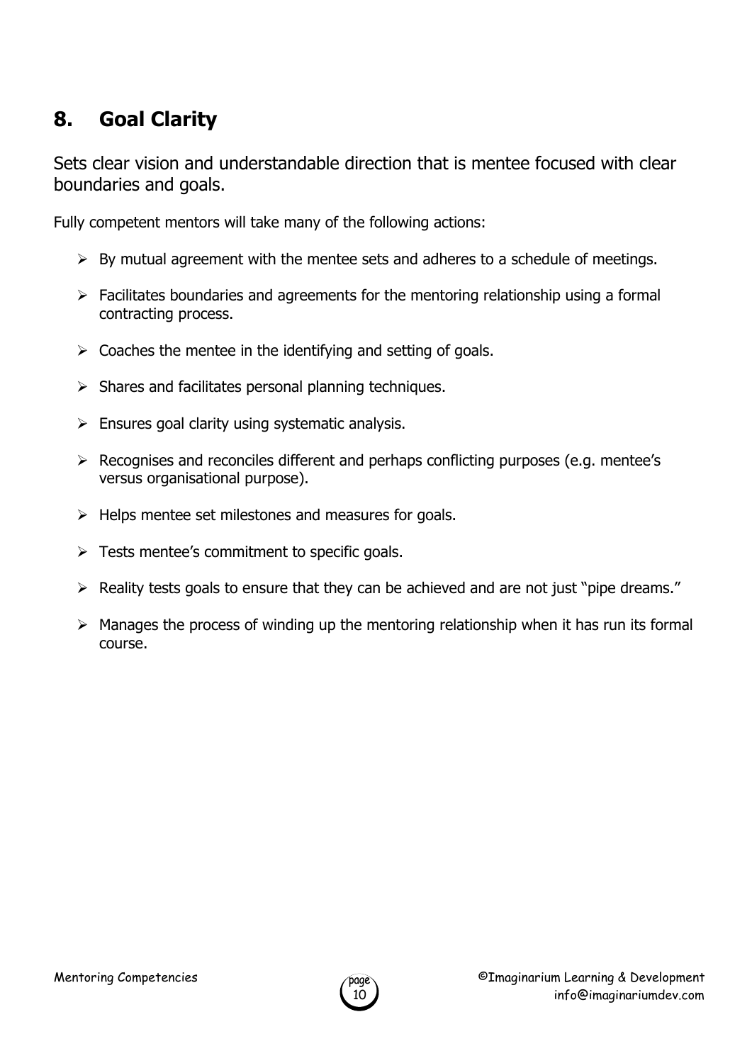## 8. Goal Clarity

Sets clear vision and understandable direction that is mentee focused with clear boundaries and goals.

Fully competent mentors will take many of the following actions:

- By mutual agreement with the mentee sets and adheres to a schedule of meetings.
- Facilitates boundaries and agreements for the mentoring relationship using a formal contracting process.
- Coaches the mentee in the identifying and setting of goals.
- Shares and facilitates personal planning techniques.
- Ensures goal clarity using systematic analysis.
- Recognises and reconciles different and perhaps conflicting purposes (e.g. mentee's versus organisational purpose).
- Helps mentee set milestones and measures for goals.
- Tests mentee's commitment to specific goals.
- Reality tests goals to ensure that they can be achieved and are not just "pipe dreams."
- Manages the process of winding up the mentoring relationship when it has run its formal course.